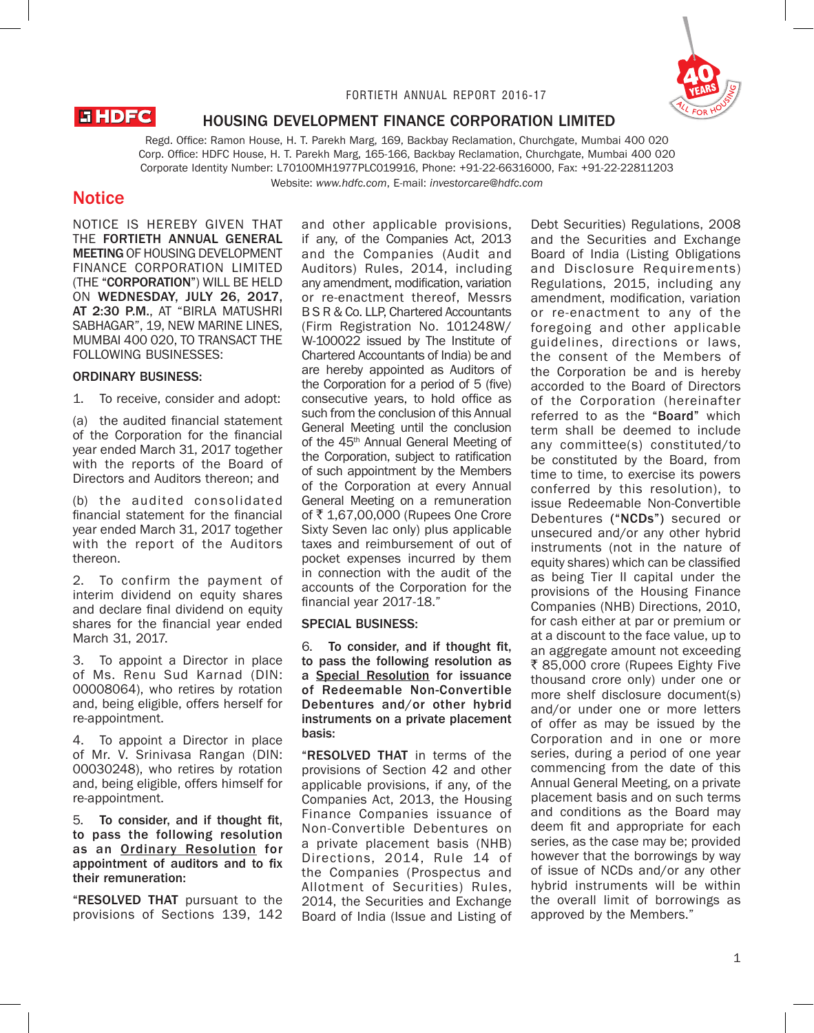FORTIETH ANNUAL REPORT 2016-17

# HOUSING DEVELOPMENT FINANCE CORPORATION LIMITED

Regd. Office: Ramon House, H. T. Parekh Marg, 169, Backbay Reclamation, Churchgate, Mumbai 400 020
Corp. Office: HDFC House, H. T. Parekh Marg, 165-166, Backbay Reclamation, Churchgate, Mumbai 400 020
Corporate Identity Number: L70100MH1977PLC019916, Phone: +91-22-66316000, Fax: +91-22-22811203
Website: *www.hdfc.com*, E-mail: *investorcare@hdfc.com*

## Notice

NOTICE IS HEREBY GIVEN THAT THE **FORTIETH ANNUAL GENERAL MEETING** OF HOUSING DEVELOPMENT FINANCE CORPORATION LIMITED (THE "**CORPORATION**") WILL BE HELD ON **WEDNESDAY, JULY 26, 2017, AT 2:30 P.M.**, AT "BIRLA MATUSHRI SABHAGAR", 19, NEW MARINE LINES, MUMBAI 400 020, TO TRANSACT THE FOLLOWING BUSINESSES:

### ORDINARY BUSINESS:

1. To receive, consider and adopt:

(a) the audited financial statement of the Corporation for the financial year ended March 31, 2017 together with the reports of the Board of Directors and Auditors thereon; and

(b) the audited consolidated financial statement for the financial year ended March 31, 2017 together with the report of the Auditors thereon.

2. To confirm the payment of interim dividend on equity shares and declare final dividend on equity shares for the financial year ended March 31, 2017.

3. To appoint a Director in place of Ms. Renu Sud Karnad (DIN: 00008064), who retires by rotation and, being eligible, offers herself for re-appointment.

4. To appoint a Director in place of Mr. V. Srinivasa Rangan (DIN: 00030248), who retires by rotation and, being eligible, offers himself for re-appointment.

5. **To consider, and if thought fit, to pass the following resolution as an Ordinary Resolution for appointment of auditors and to fix their remuneration:**

"**RESOLVED THAT** pursuant to the provisions of Sections 139, 142 and other applicable provisions, if any, of the Companies Act, 2013 and the Companies (Audit and Auditors) Rules, 2014, including any amendment, modification, variation or re-enactment thereof, Messrs B S R & Co. LLP, Chartered Accountants (Firm Registration No. 101248W/W-100022 issued by The Institute of Chartered Accountants of India) be and are hereby appointed as Auditors of the Corporation for a period of 5 (five) consecutive years, to hold office as such from the conclusion of this Annual General Meeting until the conclusion of the 45th Annual General Meeting of the Corporation, subject to ratification of such appointment by the Members of the Corporation at every Annual General Meeting on a remuneration of ₹ 1,67,00,000 (Rupees One Crore Sixty Seven lac only) plus applicable taxes and reimbursement of out of pocket expenses incurred by them in connection with the audit of the accounts of the Corporation for the financial year 2017-18."

### SPECIAL BUSINESS:

6. **To consider, and if thought fit, to pass the following resolution as a Special Resolution for issuance of Redeemable Non-Convertible Debentures and/or other hybrid instruments on a private placement basis:**

"**RESOLVED THAT** in terms of the provisions of Section 42 and other applicable provisions, if any, of the Companies Act, 2013, the Housing Finance Companies issuance of Non-Convertible Debentures on a private placement basis (NHB) Directions, 2014, Rule 14 of the Companies (Prospectus and Allotment of Securities) Rules, 2014, the Securities and Exchange Board of India (Issue and Listing of Debt Securities) Regulations, 2008 and the Securities and Exchange Board of India (Listing Obligations and Disclosure Requirements) Regulations, 2015, including any amendment, modification, variation or re-enactment to any of the foregoing and other applicable guidelines, directions or laws, the consent of the Members of the Corporation be and is hereby accorded to the Board of Directors of the Corporation (hereinafter referred to as the "**Board**" which term shall be deemed to include any committee(s) constituted/to be constituted by the Board, from time to time, to exercise its powers conferred by this resolution), to issue Redeemable Non-Convertible Debentures ("**NCDs**") secured or unsecured and/or any other hybrid instruments (not in the nature of equity shares) which can be classified as being Tier II capital under the provisions of the Housing Finance Companies (NHB) Directions, 2010, for cash either at par or premium or at a discount to the face value, up to an aggregate amount not exceeding ₹ 85,000 crore (Rupees Eighty Five thousand crore only) under one or more shelf disclosure document(s) and/or under one or more letters of offer as may be issued by the Corporation and in one or more series, during a period of one year commencing from the date of this Annual General Meeting, on a private placement basis and on such terms and conditions as the Board may deem fit and appropriate for each series, as the case may be; provided however that the borrowings by way of issue of NCDs and/or any other hybrid instruments will be within the overall limit of borrowings as approved by the Members."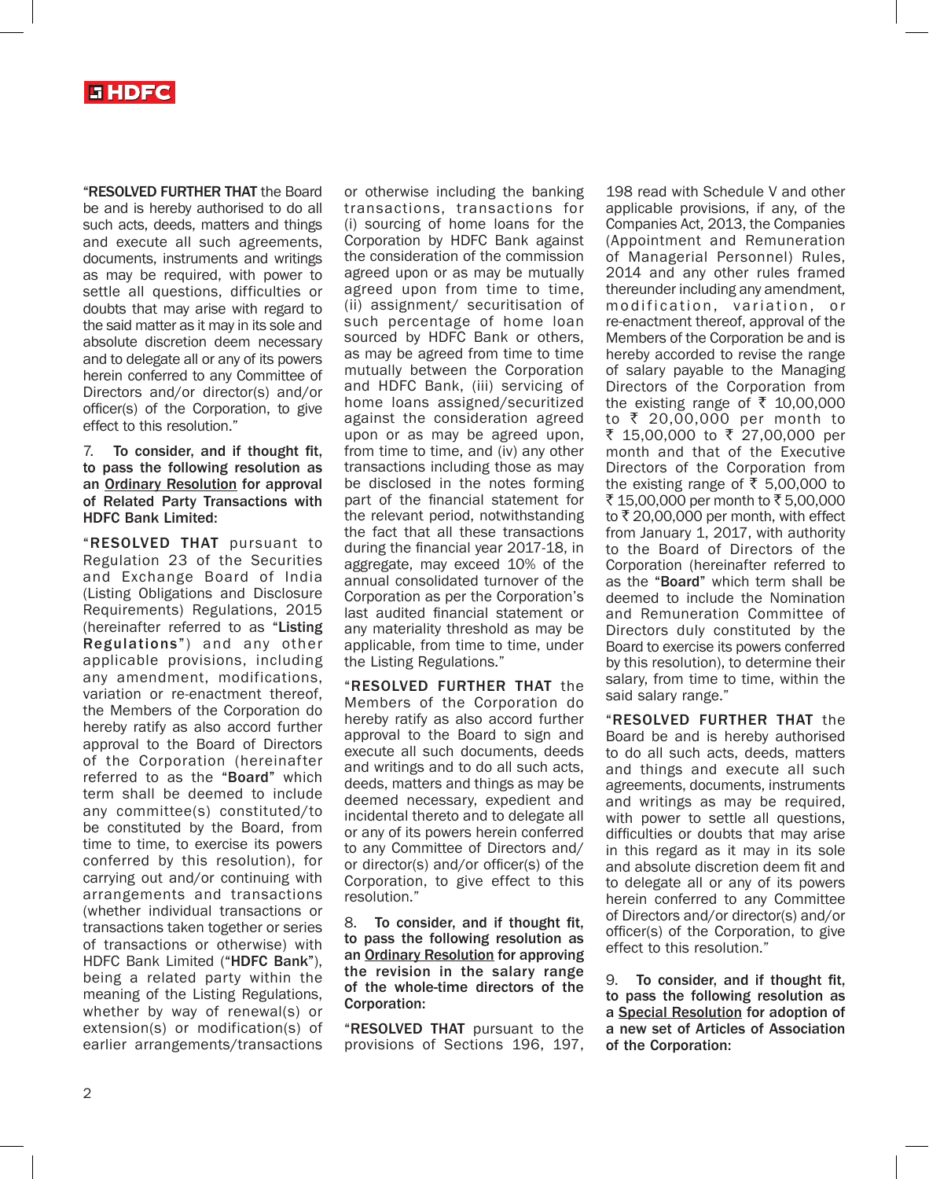"**RESOLVED FURTHER THAT** the Board be and is hereby authorised to do all such acts, deeds, matters and things and execute all such agreements, documents, instruments and writings as may be required, with power to settle all questions, difficulties or doubts that may arise with regard to the said matter as it may in its sole and absolute discretion deem necessary and to delegate all or any of its powers herein conferred to any Committee of Directors and/or director(s) and/or officer(s) of the Corporation, to give effect to this resolution."

7. **To consider, and if thought fit, to pass the following resolution as an Ordinary Resolution for approval of Related Party Transactions with HDFC Bank Limited:**

"**RESOLVED THAT** pursuant to Regulation 23 of the Securities and Exchange Board of India (Listing Obligations and Disclosure Requirements) Regulations, 2015 (hereinafter referred to as "**Listing Regulations**") and any other applicable provisions, including any amendment, modifications, variation or re-enactment thereof, the Members of the Corporation do hereby ratify as also accord further approval to the Board of Directors of the Corporation (hereinafter referred to as the "**Board**" which term shall be deemed to include any committee(s) constituted/to be constituted by the Board, from time to time, to exercise its powers conferred by this resolution), for carrying out and/or continuing with arrangements and transactions (whether individual transactions or transactions taken together or series of transactions or otherwise) with HDFC Bank Limited ("**HDFC Bank**"), being a related party within the meaning of the Listing Regulations, whether by way of renewal(s) or extension(s) or modification(s) of earlier arrangements/transactions or otherwise including the banking transactions, transactions for (i) sourcing of home loans for the Corporation by HDFC Bank against the consideration of the commission agreed upon or as may be mutually agreed upon from time to time, (ii) assignment/ securitisation of such percentage of home loan sourced by HDFC Bank or others, as may be agreed from time to time mutually between the Corporation and HDFC Bank, (iii) servicing of home loans assigned/securitized against the consideration agreed upon or as may be agreed upon, from time to time, and (iv) any other transactions including those as may be disclosed in the notes forming part of the financial statement for the relevant period, notwithstanding the fact that all these transactions during the financial year 2017-18, in aggregate, may exceed 10% of the annual consolidated turnover of the Corporation as per the Corporation's last audited financial statement or any materiality threshold as may be applicable, from time to time, under the Listing Regulations."

"**RESOLVED FURTHER THAT** the Members of the Corporation do hereby ratify as also accord further approval to the Board to sign and execute all such documents, deeds and writings and to do all such acts, deeds, matters and things as may be deemed necessary, expedient and incidental thereto and to delegate all or any of its powers herein conferred to any Committee of Directors and/ or director(s) and/or officer(s) of the Corporation, to give effect to this resolution."

8. **To consider, and if thought fit, to pass the following resolution as an Ordinary Resolution for approving the revision in the salary range of the whole-time directors of the Corporation:**

"**RESOLVED THAT** pursuant to the provisions of Sections 196, 197, 198 read with Schedule V and other applicable provisions, if any, of the Companies Act, 2013, the Companies (Appointment and Remuneration of Managerial Personnel) Rules, 2014 and any other rules framed thereunder including any amendment, modification, variation, or re-enactment thereof, approval of the Members of the Corporation be and is hereby accorded to revise the range of salary payable to the Managing Directors of the Corporation from the existing range of ₹ 10,00,000 to ₹ 20,00,000 per month to ₹ 15,00,000 to ₹ 27,00,000 per month and that of the Executive Directors of the Corporation from the existing range of ₹ 5,00,000 to ₹ 15,00,000 per month to ₹ 5,00,000 to ₹ 20,00,000 per month, with effect from January 1, 2017, with authority to the Board of Directors of the Corporation (hereinafter referred to as the "**Board**" which term shall be deemed to include the Nomination and Remuneration Committee of Directors duly constituted by the Board to exercise its powers conferred by this resolution), to determine their salary, from time to time, within the said salary range."

"**RESOLVED FURTHER THAT** the Board be and is hereby authorised to do all such acts, deeds, matters and things and execute all such agreements, documents, instruments and writings as may be required, with power to settle all questions, difficulties or doubts that may arise in this regard as it may in its sole and absolute discretion deem fit and to delegate all or any of its powers herein conferred to any Committee of Directors and/or director(s) and/or officer(s) of the Corporation, to give effect to this resolution."

9. **To consider, and if thought fit, to pass the following resolution as a Special Resolution for adoption of a new set of Articles of Association of the Corporation:**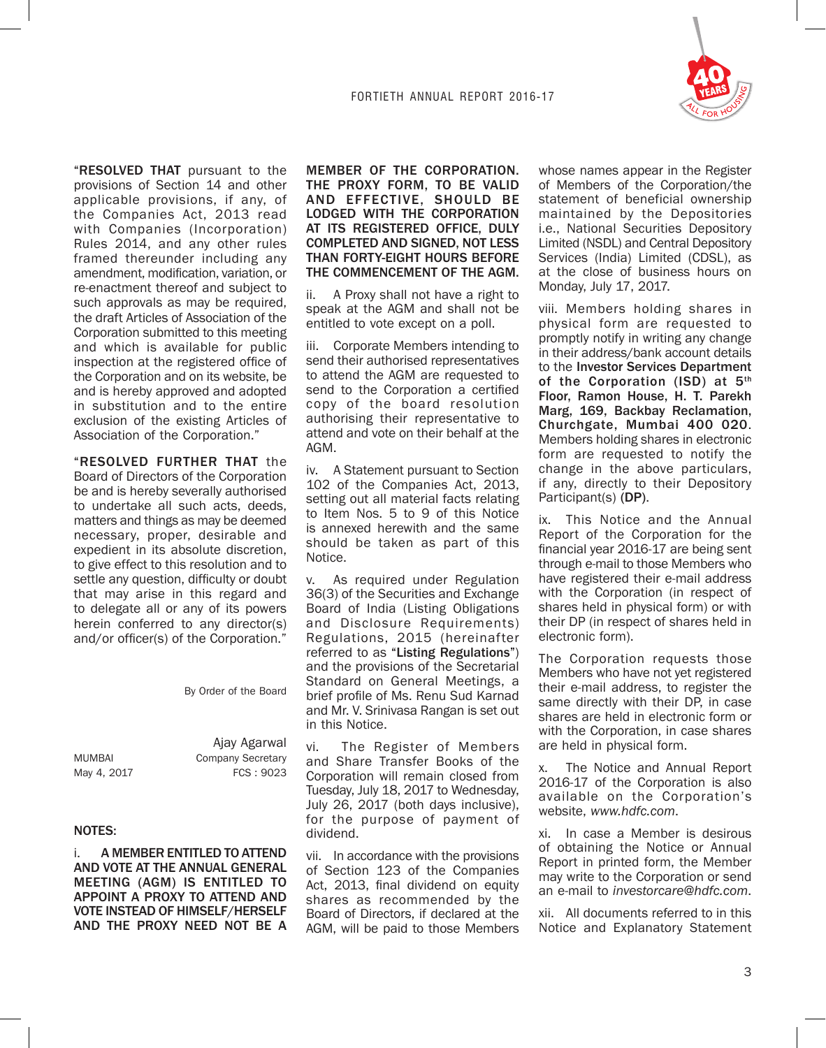"**RESOLVED THAT** pursuant to the provisions of Section 14 and other applicable provisions, if any, of the Companies Act, 2013 read with Companies (Incorporation) Rules 2014, and any other rules framed thereunder including any amendment, modification, variation, or re-enactment thereof and subject to such approvals as may be required, the draft Articles of Association of the Corporation submitted to this meeting and which is available for public inspection at the registered office of the Corporation and on its website, be and is hereby approved and adopted in substitution and to the entire exclusion of the existing Articles of Association of the Corporation."

"**RESOLVED FURTHER THAT** the Board of Directors of the Corporation be and is hereby severally authorised to undertake all such acts, deeds, matters and things as may be deemed necessary, proper, desirable and expedient in its absolute discretion, to give effect to this resolution and to settle any question, difficulty or doubt that may arise in this regard and to delegate all or any of its powers herein conferred to any director(s) and/or officer(s) of the Corporation."

By Order of the Board

Ajay Agarwal
Company Secretary
FCS : 9023

MUMBAI
May 4, 2017

**NOTES:**

i. **A MEMBER ENTITLED TO ATTEND AND VOTE AT THE ANNUAL GENERAL MEETING (AGM) IS ENTITLED TO APPOINT A PROXY TO ATTEND AND VOTE INSTEAD OF HIMSELF/HERSELF AND THE PROXY NEED NOT BE A MEMBER OF THE CORPORATION. THE PROXY FORM, TO BE VALID AND EFFECTIVE, SHOULD BE LODGED WITH THE CORPORATION AT ITS REGISTERED OFFICE, DULY COMPLETED AND SIGNED, NOT LESS THAN FORTY-EIGHT HOURS BEFORE THE COMMENCEMENT OF THE AGM.**

ii. A Proxy shall not have a right to speak at the AGM and shall not be entitled to vote except on a poll.

iii. Corporate Members intending to send their authorised representatives to attend the AGM are requested to send to the Corporation a certified copy of the board resolution authorising their representative to attend and vote on their behalf at the AGM.

iv. A Statement pursuant to Section 102 of the Companies Act, 2013, setting out all material facts relating to Item Nos. 5 to 9 of this Notice is annexed herewith and the same should be taken as part of this Notice.

v. As required under Regulation 36(3) of the Securities and Exchange Board of India (Listing Obligations and Disclosure Requirements) Regulations, 2015 (hereinafter referred to as "**Listing Regulations**") and the provisions of the Secretarial Standard on General Meetings, a brief profile of Ms. Renu Sud Karnad and Mr. V. Srinivasa Rangan is set out in this Notice.

vi. The Register of Members and Share Transfer Books of the Corporation will remain closed from Tuesday, July 18, 2017 to Wednesday, July 26, 2017 (both days inclusive), for the purpose of payment of dividend.

vii. In accordance with the provisions of Section 123 of the Companies Act, 2013, final dividend on equity shares as recommended by the Board of Directors, if declared at the AGM, will be paid to those Members whose names appear in the Register of Members of the Corporation/the statement of beneficial ownership maintained by the Depositories i.e., National Securities Depository Limited (NSDL) and Central Depository Services (India) Limited (CDSL), as at the close of business hours on Monday, July 17, 2017.

viii. Members holding shares in physical form are requested to promptly notify in writing any change in their address/bank account details to the **Investor Services Department of the Corporation (ISD) at 5th Floor, Ramon House, H. T. Parekh Marg, 169, Backbay Reclamation, Churchgate, Mumbai 400 020**. Members holding shares in electronic form are requested to notify the change in the above particulars, if any, directly to their Depository Participant(s) (**DP**).

ix. This Notice and the Annual Report of the Corporation for the financial year 2016-17 are being sent through e-mail to those Members who have registered their e-mail address with the Corporation (in respect of shares held in physical form) or with their DP (in respect of shares held in electronic form).

The Corporation requests those Members who have not yet registered their e-mail address, to register the same directly with their DP, in case shares are held in electronic form or with the Corporation, in case shares are held in physical form.

x. The Notice and Annual Report 2016-17 of the Corporation is also available on the Corporation's website, *www.hdfc.com*.

xi. In case a Member is desirous of obtaining the Notice or Annual Report in printed form, the Member may write to the Corporation or send an e-mail to *investorcare@hdfc.com*.

xii. All documents referred to in this Notice and Explanatory Statement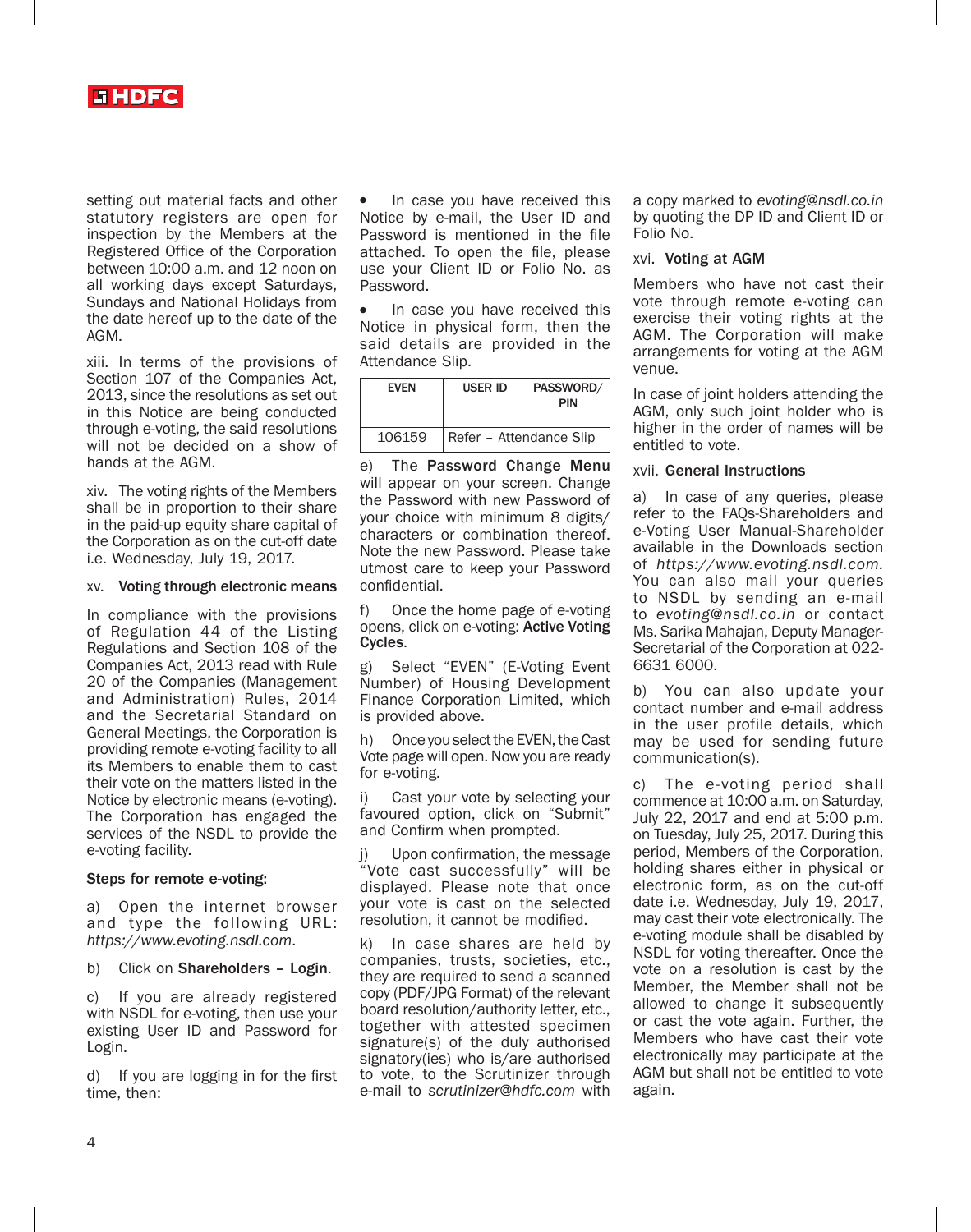setting out material facts and other statutory registers are open for inspection by the Members at the Registered Office of the Corporation between 10:00 a.m. and 12 noon on all working days except Saturdays, Sundays and National Holidays from the date hereof up to the date of the AGM.

xiii. In terms of the provisions of Section 107 of the Companies Act, 2013, since the resolutions as set out in this Notice are being conducted through e-voting, the said resolutions will not be decided on a show of hands at the AGM.

xiv. The voting rights of the Members shall be in proportion to their share in the paid-up equity share capital of the Corporation as on the cut-off date i.e. Wednesday, July 19, 2017.

xv. **Voting through electronic means**

In compliance with the provisions of Regulation 44 of the Listing Regulations and Section 108 of the Companies Act, 2013 read with Rule 20 of the Companies (Management and Administration) Rules, 2014 and the Secretarial Standard on General Meetings, the Corporation is providing remote e-voting facility to all its Members to enable them to cast their vote on the matters listed in the Notice by electronic means (e-voting). The Corporation has engaged the services of the NSDL to provide the e-voting facility.

**Steps for remote e-voting:**

a) Open the internet browser and type the following URL: *https://www.evoting.nsdl.com*.

b) Click on **Shareholders – Login**.

c) If you are already registered with NSDL for e-voting, then use your existing User ID and Password for Login.

d) If you are logging in for the first time, then:

- In case you have received this Notice by e-mail, the User ID and Password is mentioned in the file attached. To open the file, please use your Client ID or Folio No. as Password.
- In case you have received this Notice in physical form, then the said details are provided in the Attendance Slip.

| EVEN | USER ID | PASSWORD/ PIN |
|---|---|---|
| 106159 | Refer – Attendance Slip | |

e) The **Password Change Menu** will appear on your screen. Change the Password with new Password of your choice with minimum 8 digits/ characters or combination thereof. Note the new Password. Please take utmost care to keep your Password confidential.

f) Once the home page of e-voting opens, click on e-voting: **Active Voting Cycles**.

g) Select "EVEN" (E-Voting Event Number) of Housing Development Finance Corporation Limited, which is provided above.

h) Once you select the EVEN, the Cast Vote page will open. Now you are ready for e-voting.

i) Cast your vote by selecting your favoured option, click on "Submit" and Confirm when prompted.

j) Upon confirmation, the message "Vote cast successfully" will be displayed. Please note that once your vote is cast on the selected resolution, it cannot be modified.

k) In case shares are held by companies, trusts, societies, etc., they are required to send a scanned copy (PDF/JPG Format) of the relevant board resolution/authority letter, etc., together with attested specimen signature(s) of the duly authorised signatory(ies) who is/are authorised to vote, to the Scrutinizer through e-mail to *scrutinizer@hdfc.com* with a copy marked to *evoting@nsdl.co.in* by quoting the DP ID and Client ID or Folio No.

xvi. **Voting at AGM**

Members who have not cast their vote through remote e-voting can exercise their voting rights at the AGM. The Corporation will make arrangements for voting at the AGM venue.

In case of joint holders attending the AGM, only such joint holder who is higher in the order of names will be entitled to vote.

xvii. **General Instructions**

a) In case of any queries, please refer to the FAQs-Shareholders and e-Voting User Manual-Shareholder available in the Downloads section of *https://www.evoting.nsdl.com*. You can also mail your queries to NSDL by sending an e-mail to *evoting@nsdl.co.in* or contact Ms. Sarika Mahajan, Deputy Manager-Secretarial of the Corporation at 022-6631 6000.

b) You can also update your contact number and e-mail address in the user profile details, which may be used for sending future communication(s).

c) The e-voting period shall commence at 10:00 a.m. on Saturday, July 22, 2017 and end at 5:00 p.m. on Tuesday, July 25, 2017. During this period, Members of the Corporation, holding shares either in physical or electronic form, as on the cut-off date i.e. Wednesday, July 19, 2017, may cast their vote electronically. The e-voting module shall be disabled by NSDL for voting thereafter. Once the vote on a resolution is cast by the Member, the Member shall not be allowed to change it subsequently or cast the vote again. Further, the Members who have cast their vote electronically may participate at the AGM but shall not be entitled to vote again.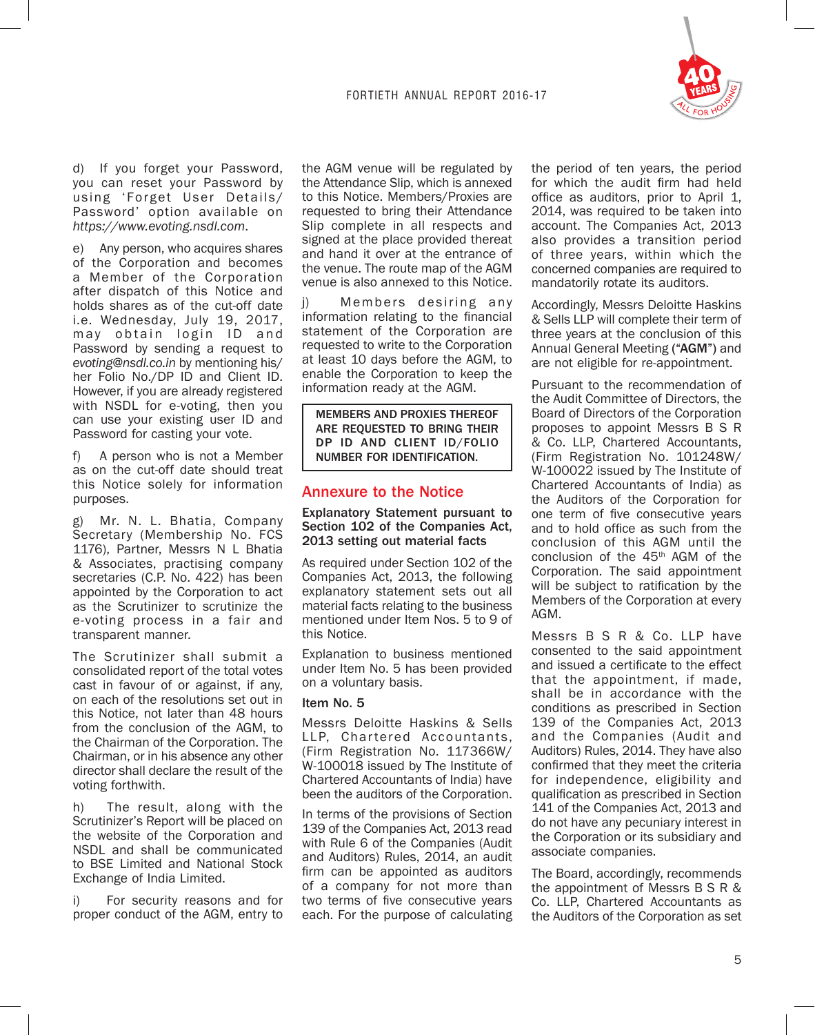d) If you forget your Password, you can reset your Password by using 'Forget User Details/ Password' option available on *https://www.evoting.nsdl.com*.

e) Any person, who acquires shares of the Corporation and becomes a Member of the Corporation after dispatch of this Notice and holds shares as of the cut-off date i.e. Wednesday, July 19, 2017, may obtain login ID and Password by sending a request to *evoting@nsdl.co.in* by mentioning his/ her Folio No./DP ID and Client ID. However, if you are already registered with NSDL for e-voting, then you can use your existing user ID and Password for casting your vote.

f) A person who is not a Member as on the cut-off date should treat this Notice solely for information purposes.

g) Mr. N. L. Bhatia, Company Secretary (Membership No. FCS 1176), Partner, Messrs N L Bhatia & Associates, practising company secretaries (C.P. No. 422) has been appointed by the Corporation to act as the Scrutinizer to scrutinize the e-voting process in a fair and transparent manner.

The Scrutinizer shall submit a consolidated report of the total votes cast in favour of or against, if any, on each of the resolutions set out in this Notice, not later than 48 hours from the conclusion of the AGM, to the Chairman of the Corporation. The Chairman, or in his absence any other director shall declare the result of the voting forthwith.

h) The result, along with the Scrutinizer's Report will be placed on the website of the Corporation and NSDL and shall be communicated to BSE Limited and National Stock Exchange of India Limited.

i) For security reasons and for proper conduct of the AGM, entry to the AGM venue will be regulated by the Attendance Slip, which is annexed to this Notice. Members/Proxies are requested to bring their Attendance Slip complete in all respects and signed at the place provided thereat and hand it over at the entrance of the venue. The route map of the AGM venue is also annexed to this Notice.

j) Members desiring any information relating to the financial statement of the Corporation are requested to write to the Corporation at least 10 days before the AGM, to enable the Corporation to keep the information ready at the AGM.

**MEMBERS AND PROXIES THEREOF ARE REQUESTED TO BRING THEIR DP ID AND CLIENT ID/FOLIO NUMBER FOR IDENTIFICATION.**

## Annexure to the Notice

**Explanatory Statement pursuant to Section 102 of the Companies Act, 2013 setting out material facts**

As required under Section 102 of the Companies Act, 2013, the following explanatory statement sets out all material facts relating to the business mentioned under Item Nos. 5 to 9 of this Notice.

Explanation to business mentioned under Item No. 5 has been provided on a voluntary basis.

**Item No. 5**

Messrs Deloitte Haskins & Sells LLP, Chartered Accountants, (Firm Registration No. 117366W/ W-100018 issued by The Institute of Chartered Accountants of India) have been the auditors of the Corporation.

In terms of the provisions of Section 139 of the Companies Act, 2013 read with Rule 6 of the Companies (Audit and Auditors) Rules, 2014, an audit firm can be appointed as auditors of a company for not more than two terms of five consecutive years each. For the purpose of calculating the period of ten years, the period for which the audit firm had held office as auditors, prior to April 1, 2014, was required to be taken into account. The Companies Act, 2013 also provides a transition period of three years, within which the concerned companies are required to mandatorily rotate its auditors.

Accordingly, Messrs Deloitte Haskins & Sells LLP will complete their term of three years at the conclusion of this Annual General Meeting (**"AGM"**) and are not eligible for re-appointment.

Pursuant to the recommendation of the Audit Committee of Directors, the Board of Directors of the Corporation proposes to appoint Messrs B S R & Co. LLP, Chartered Accountants, (Firm Registration No. 101248W/ W-100022 issued by The Institute of Chartered Accountants of India) as the Auditors of the Corporation for one term of five consecutive years and to hold office as such from the conclusion of this AGM until the conclusion of the 45th AGM of the Corporation. The said appointment will be subject to ratification by the Members of the Corporation at every AGM.

Messrs B S R & Co. LLP have consented to the said appointment and issued a certificate to the effect that the appointment, if made, shall be in accordance with the conditions as prescribed in Section 139 of the Companies Act, 2013 and the Companies (Audit and Auditors) Rules, 2014. They have also confirmed that they meet the criteria for independence, eligibility and qualification as prescribed in Section 141 of the Companies Act, 2013 and do not have any pecuniary interest in the Corporation or its subsidiary and associate companies.

The Board, accordingly, recommends the appointment of Messrs B S R & Co. LLP, Chartered Accountants as the Auditors of the Corporation as set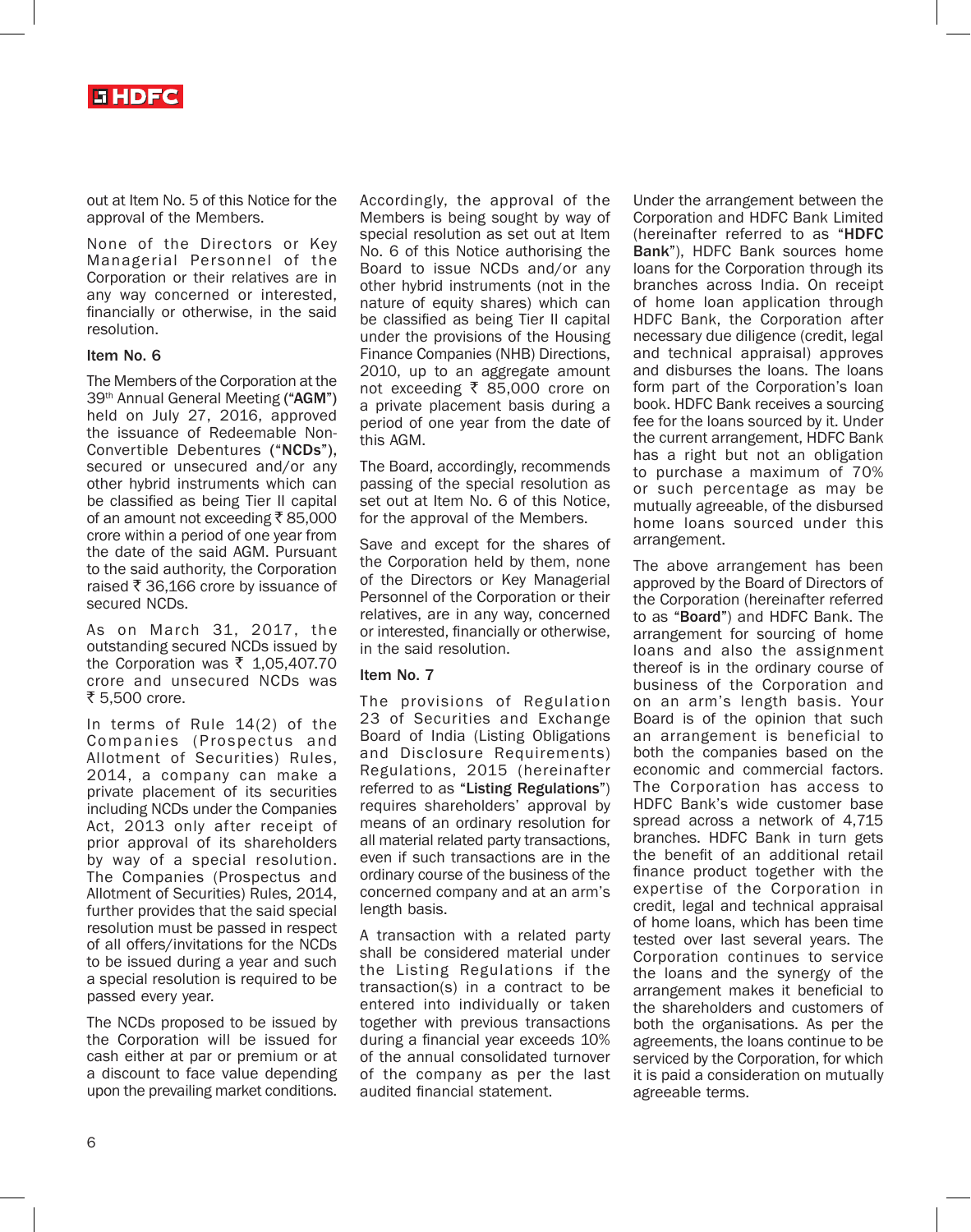out at Item No. 5 of this Notice for the approval of the Members.

None of the Directors or Key Managerial Personnel of the Corporation or their relatives are in any way concerned or interested, financially or otherwise, in the said resolution.

**Item No. 6**

The Members of the Corporation at the 39th Annual General Meeting (**"AGM"**) held on July 27, 2016, approved the issuance of Redeemable Non-Convertible Debentures (**"NCDs"**), secured or unsecured and/or any other hybrid instruments which can be classified as being Tier II capital of an amount not exceeding ₹ 85,000 crore within a period of one year from the date of the said AGM. Pursuant to the said authority, the Corporation raised ₹ 36,166 crore by issuance of secured NCDs.

As on March 31, 2017, the outstanding secured NCDs issued by the Corporation was ₹ 1,05,407.70 crore and unsecured NCDs was ₹ 5,500 crore.

In terms of Rule 14(2) of the Companies (Prospectus and Allotment of Securities) Rules, 2014, a company can make a private placement of its securities including NCDs under the Companies Act, 2013 only after receipt of prior approval of its shareholders by way of a special resolution. The Companies (Prospectus and Allotment of Securities) Rules, 2014, further provides that the said special resolution must be passed in respect of all offers/invitations for the NCDs to be issued during a year and such a special resolution is required to be passed every year.

The NCDs proposed to be issued by the Corporation will be issued for cash either at par or premium or at a discount to face value depending upon the prevailing market conditions.

Accordingly, the approval of the Members is being sought by way of special resolution as set out at Item No. 6 of this Notice authorising the Board to issue NCDs and/or any other hybrid instruments (not in the nature of equity shares) which can be classified as being Tier II capital under the provisions of the Housing Finance Companies (NHB) Directions, 2010, up to an aggregate amount not exceeding ₹ 85,000 crore on a private placement basis during a period of one year from the date of this AGM.

The Board, accordingly, recommends passing of the special resolution as set out at Item No. 6 of this Notice, for the approval of the Members.

Save and except for the shares of the Corporation held by them, none of the Directors or Key Managerial Personnel of the Corporation or their relatives, are in any way, concerned or interested, financially or otherwise, in the said resolution.

**Item No. 7**

The provisions of Regulation 23 of Securities and Exchange Board of India (Listing Obligations and Disclosure Requirements) Regulations, 2015 (hereinafter referred to as **"Listing Regulations"**) requires shareholders' approval by means of an ordinary resolution for all material related party transactions, even if such transactions are in the ordinary course of the business of the concerned company and at an arm's length basis.

A transaction with a related party shall be considered material under the Listing Regulations if the transaction(s) in a contract to be entered into individually or taken together with previous transactions during a financial year exceeds 10% of the annual consolidated turnover of the company as per the last audited financial statement.

Under the arrangement between the Corporation and HDFC Bank Limited (hereinafter referred to as **"HDFC Bank"**), HDFC Bank sources home loans for the Corporation through its branches across India. On receipt of home loan application through HDFC Bank, the Corporation after necessary due diligence (credit, legal and technical appraisal) approves and disburses the loans. The loans form part of the Corporation's loan book. HDFC Bank receives a sourcing fee for the loans sourced by it. Under the current arrangement, HDFC Bank has a right but not an obligation to purchase a maximum of 70% or such percentage as may be mutually agreeable, of the disbursed home loans sourced under this arrangement.

The above arrangement has been approved by the Board of Directors of the Corporation (hereinafter referred to as **"Board"**) and HDFC Bank. The arrangement for sourcing of home loans and also the assignment thereof is in the ordinary course of business of the Corporation and on an arm's length basis. Your Board is of the opinion that such an arrangement is beneficial to both the companies based on the economic and commercial factors. The Corporation has access to HDFC Bank's wide customer base spread across a network of 4,715 branches. HDFC Bank in turn gets the benefit of an additional retail finance product together with the expertise of the Corporation in credit, legal and technical appraisal of home loans, which has been time tested over last several years. The Corporation continues to service the loans and the synergy of the arrangement makes it beneficial to the shareholders and customers of both the organisations. As per the agreements, the loans continue to be serviced by the Corporation, for which it is paid a consideration on mutually agreeable terms.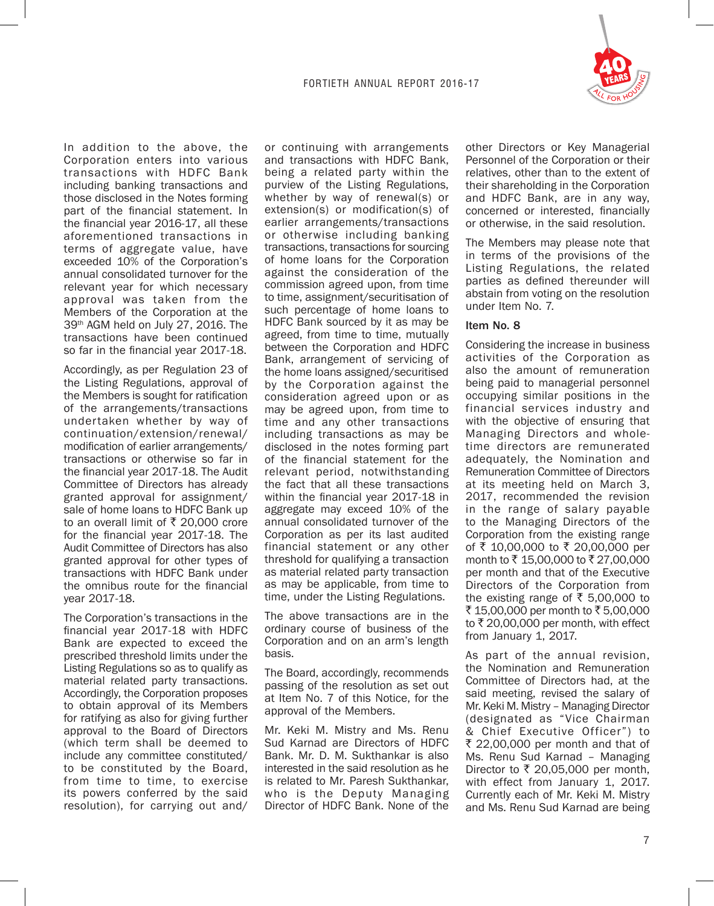In addition to the above, the Corporation enters into various transactions with HDFC Bank including banking transactions and those disclosed in the Notes forming part of the financial statement. In the financial year 2016-17, all these aforementioned transactions in terms of aggregate value, have exceeded 10% of the Corporation's annual consolidated turnover for the relevant year for which necessary approval was taken from the Members of the Corporation at the 39th AGM held on July 27, 2016. The transactions have been continued so far in the financial year 2017-18.

Accordingly, as per Regulation 23 of the Listing Regulations, approval of the Members is sought for ratification of the arrangements/transactions undertaken whether by way of continuation/extension/renewal/modification of earlier arrangements/transactions or otherwise so far in the financial year 2017-18. The Audit Committee of Directors has already granted approval for assignment/sale of home loans to HDFC Bank up to an overall limit of ₹ 20,000 crore for the financial year 2017-18. The Audit Committee of Directors has also granted approval for other types of transactions with HDFC Bank under the omnibus route for the financial year 2017-18.

The Corporation's transactions in the financial year 2017-18 with HDFC Bank are expected to exceed the prescribed threshold limits under the Listing Regulations so as to qualify as material related party transactions. Accordingly, the Corporation proposes to obtain approval of its Members for ratifying as also for giving further approval to the Board of Directors (which term shall be deemed to include any committee constituted/to be constituted by the Board, from time to time, to exercise its powers conferred by the said resolution), for carrying out and/or continuing with arrangements and transactions with HDFC Bank, being a related party within the purview of the Listing Regulations, whether by way of renewal(s) or extension(s) or modification(s) of earlier arrangements/transactions or otherwise including banking transactions, transactions for sourcing of home loans for the Corporation against the consideration of the commission agreed upon, from time to time, assignment/securitisation of such percentage of home loans to HDFC Bank sourced by it as may be agreed, from time to time, mutually between the Corporation and HDFC Bank, arrangement of servicing of the home loans assigned/securitised by the Corporation against the consideration agreed upon or as may be agreed upon, from time to time and any other transactions including transactions as may be disclosed in the notes forming part of the financial statement for the relevant period, notwithstanding the fact that all these transactions within the financial year 2017-18 in aggregate may exceed 10% of the annual consolidated turnover of the Corporation as per its last audited financial statement or any other threshold for qualifying a transaction as material related party transaction as may be applicable, from time to time, under the Listing Regulations.

The above transactions are in the ordinary course of business of the Corporation and on an arm's length basis.

The Board, accordingly, recommends passing of the resolution as set out at Item No. 7 of this Notice, for the approval of the Members.

Mr. Keki M. Mistry and Ms. Renu Sud Karnad are Directors of HDFC Bank. Mr. D. M. Sukthankar is also interested in the said resolution as he is related to Mr. Paresh Sukthankar, who is the Deputy Managing Director of HDFC Bank. None of the other Directors or Key Managerial Personnel of the Corporation or their relatives, other than to the extent of their shareholding in the Corporation and HDFC Bank, are in any way, concerned or interested, financially or otherwise, in the said resolution.

The Members may please note that in terms of the provisions of the Listing Regulations, the related parties as defined thereunder will abstain from voting on the resolution under Item No. 7.

**Item No. 8**

Considering the increase in business activities of the Corporation as also the amount of remuneration being paid to managerial personnel occupying similar positions in the financial services industry and with the objective of ensuring that Managing Directors and whole-time directors are remunerated adequately, the Nomination and Remuneration Committee of Directors at its meeting held on March 3, 2017, recommended the revision in the range of salary payable to the Managing Directors of the Corporation from the existing range of ₹ 10,00,000 to ₹ 20,00,000 per month to ₹ 15,00,000 to ₹ 27,00,000 per month and that of the Executive Directors of the Corporation from the existing range of ₹ 5,00,000 to ₹ 15,00,000 per month to ₹ 5,00,000 to ₹ 20,00,000 per month, with effect from January 1, 2017.

As part of the annual revision, the Nomination and Remuneration Committee of Directors had, at the said meeting, revised the salary of Mr. Keki M. Mistry – Managing Director (designated as "Vice Chairman & Chief Executive Officer") to ₹ 22,00,000 per month and that of Ms. Renu Sud Karnad – Managing Director to ₹ 20,05,000 per month, with effect from January 1, 2017. Currently each of Mr. Keki M. Mistry and Ms. Renu Sud Karnad are being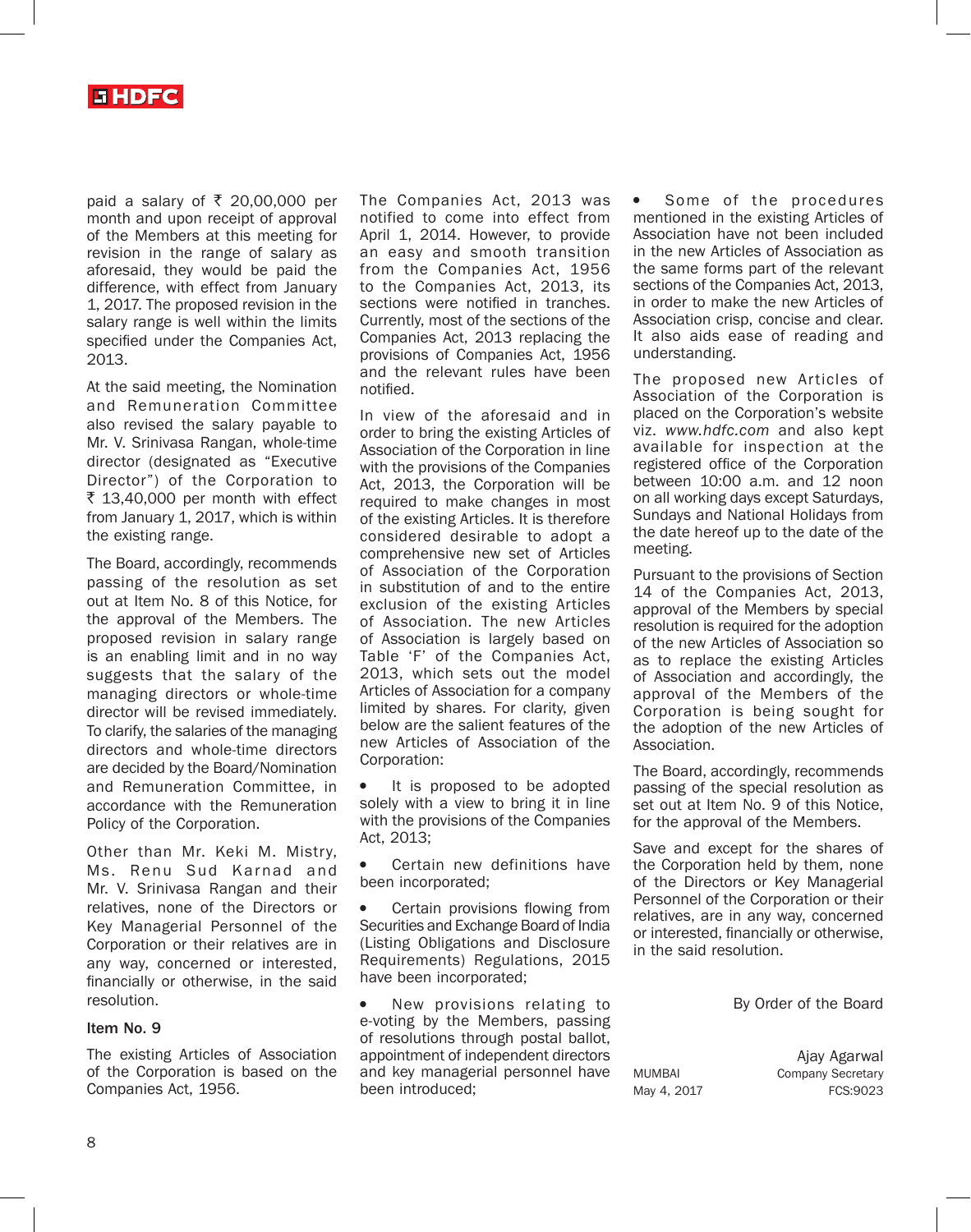paid a salary of ₹ 20,00,000 per month and upon receipt of approval of the Members at this meeting for revision in the range of salary as aforesaid, they would be paid the difference, with effect from January 1, 2017. The proposed revision in the salary range is well within the limits specified under the Companies Act, 2013.

At the said meeting, the Nomination and Remuneration Committee also revised the salary payable to Mr. V. Srinivasa Rangan, whole-time director (designated as "Executive Director") of the Corporation to ₹ 13,40,000 per month with effect from January 1, 2017, which is within the existing range.

The Board, accordingly, recommends passing of the resolution as set out at Item No. 8 of this Notice, for the approval of the Members. The proposed revision in salary range is an enabling limit and in no way suggests that the salary of the managing directors or whole-time director will be revised immediately. To clarify, the salaries of the managing directors and whole-time directors are decided by the Board/Nomination and Remuneration Committee, in accordance with the Remuneration Policy of the Corporation.

Other than Mr. Keki M. Mistry, Ms. Renu Sud Karnad and Mr. V. Srinivasa Rangan and their relatives, none of the Directors or Key Managerial Personnel of the Corporation or their relatives are in any way, concerned or interested, financially or otherwise, in the said resolution.

**Item No. 9**

The existing Articles of Association of the Corporation is based on the Companies Act, 1956.

The Companies Act, 2013 was notified to come into effect from April 1, 2014. However, to provide an easy and smooth transition from the Companies Act, 1956 to the Companies Act, 2013, its sections were notified in tranches. Currently, most of the sections of the Companies Act, 2013 replacing the provisions of Companies Act, 1956 and the relevant rules have been notified.

In view of the aforesaid and in order to bring the existing Articles of Association of the Corporation in line with the provisions of the Companies Act, 2013, the Corporation will be required to make changes in most of the existing Articles. It is therefore considered desirable to adopt a comprehensive new set of Articles of Association of the Corporation in substitution of and to the entire exclusion of the existing Articles of Association. The new Articles of Association is largely based on Table 'F' of the Companies Act, 2013, which sets out the model Articles of Association for a company limited by shares. For clarity, given below are the salient features of the new Articles of Association of the Corporation:

- It is proposed to be adopted solely with a view to bring it in line with the provisions of the Companies Act, 2013;
- Certain new definitions have been incorporated;
- Certain provisions flowing from Securities and Exchange Board of India (Listing Obligations and Disclosure Requirements) Regulations, 2015 have been incorporated;
- New provisions relating to e-voting by the Members, passing of resolutions through postal ballot, appointment of independent directors and key managerial personnel have been introduced;
- Some of the procedures mentioned in the existing Articles of Association have not been included in the new Articles of Association as the same forms part of the relevant sections of the Companies Act, 2013, in order to make the new Articles of Association crisp, concise and clear. It also aids ease of reading and understanding.

The proposed new Articles of Association of the Corporation is placed on the Corporation's website viz. *www.hdfc.com* and also kept available for inspection at the registered office of the Corporation between 10:00 a.m. and 12 noon on all working days except Saturdays, Sundays and National Holidays from the date hereof up to the date of the meeting.

Pursuant to the provisions of Section 14 of the Companies Act, 2013, approval of the Members by special resolution is required for the adoption of the new Articles of Association so as to replace the existing Articles of Association and accordingly, the approval of the Members of the Corporation is being sought for the adoption of the new Articles of Association.

The Board, accordingly, recommends passing of the special resolution as set out at Item No. 9 of this Notice, for the approval of the Members.

Save and except for the shares of the Corporation held by them, none of the Directors or Key Managerial Personnel of the Corporation or their relatives, are in any way, concerned or interested, financially or otherwise, in the said resolution.

By Order of the Board

Ajay Agarwal
Company Secretary
FCS:9023

MUMBAI
May 4, 2017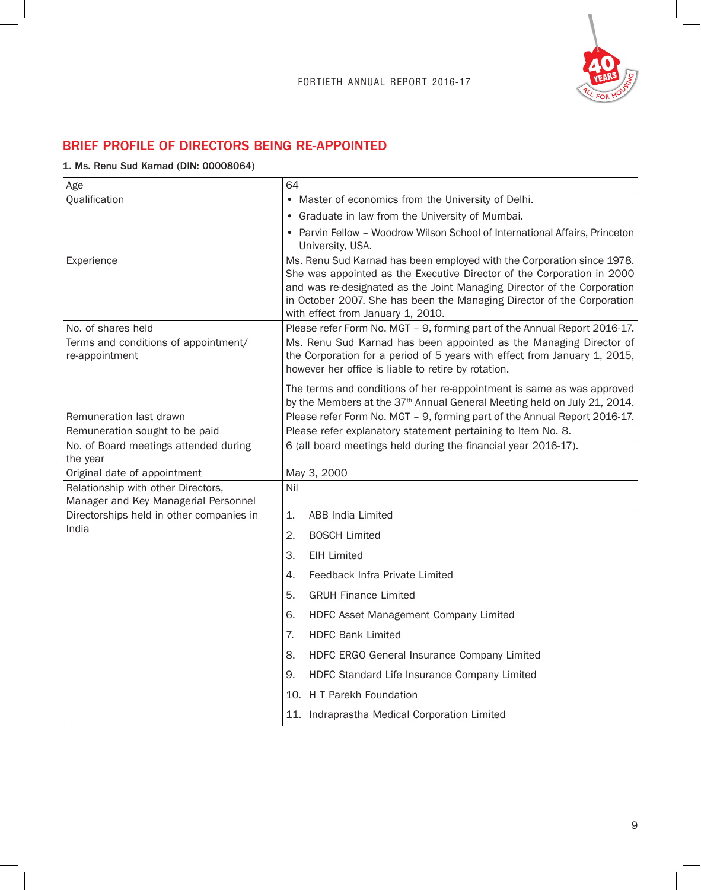## BRIEF PROFILE OF DIRECTORS BEING RE-APPOINTED

**1. Ms. Renu Sud Karnad (DIN: 00008064)**

| | |
|---|---|
| Age | 64 |
| Qualification | • Master of economics from the University of Delhi.<br>• Graduate in law from the University of Mumbai.<br>• Parvin Fellow – Woodrow Wilson School of International Affairs, Princeton University, USA. |
| Experience | Ms. Renu Sud Karnad has been employed with the Corporation since 1978. She was appointed as the Executive Director of the Corporation in 2000 and was re-designated as the Joint Managing Director of the Corporation in October 2007. She has been the Managing Director of the Corporation with effect from January 1, 2010. |
| No. of shares held | Please refer Form No. MGT – 9, forming part of the Annual Report 2016-17. |
| Terms and conditions of appointment/ re-appointment | Ms. Renu Sud Karnad has been appointed as the Managing Director of the Corporation for a period of 5 years with effect from January 1, 2015, however her office is liable to retire by rotation.<br><br>The terms and conditions of her re-appointment is same as was approved by the Members at the 37th Annual General Meeting held on July 21, 2014. |
| Remuneration last drawn | Please refer Form No. MGT – 9, forming part of the Annual Report 2016-17. |
| Remuneration sought to be paid | Please refer explanatory statement pertaining to Item No. 8. |
| No. of Board meetings attended during the year | 6 (all board meetings held during the financial year 2016-17). |
| Original date of appointment | May 3, 2000 |
| Relationship with other Directors, Manager and Key Managerial Personnel | Nil |
| Directorships held in other companies in India | 1. ABB India Limited<br>2. BOSCH Limited<br>3. EIH Limited<br>4. Feedback Infra Private Limited<br>5. GRUH Finance Limited<br>6. HDFC Asset Management Company Limited<br>7. HDFC Bank Limited<br>8. HDFC ERGO General Insurance Company Limited<br>9. HDFC Standard Life Insurance Company Limited<br>10. H T Parekh Foundation<br>11. Indraprastha Medical Corporation Limited |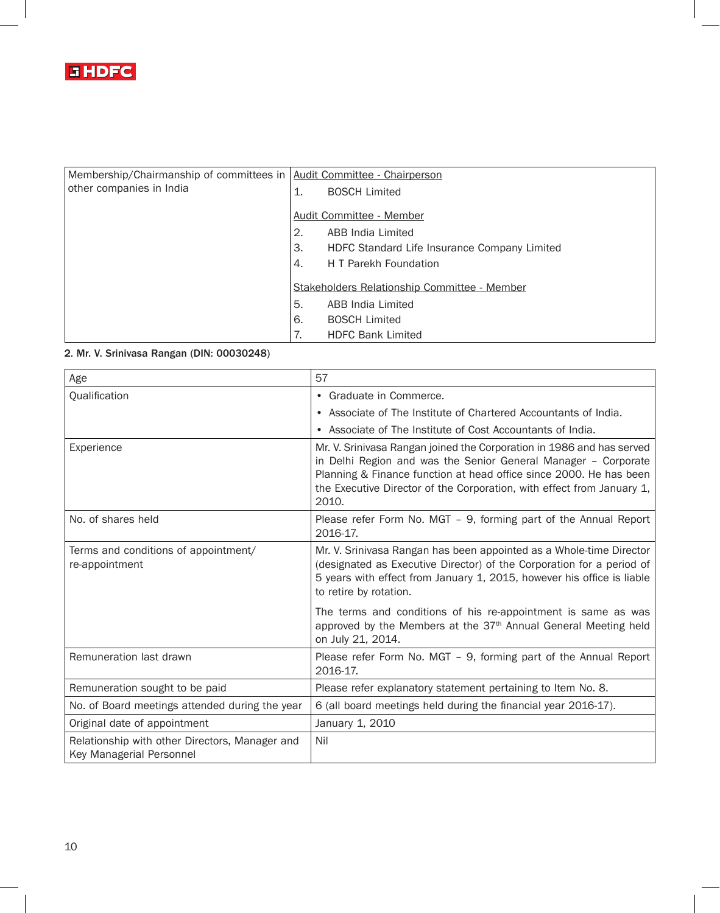| Membership/Chairmanship of committees in other companies in India | <u>Audit Committee - Chairperson</u><br>1. BOSCH Limited<br><br><u>Audit Committee - Member</u><br>2. ABB India Limited<br>3. HDFC Standard Life Insurance Company Limited<br>4. H T Parekh Foundation<br><br><u>Stakeholders Relationship Committee - Member</u><br>5. ABB India Limited<br>6. BOSCH Limited<br>7. HDFC Bank Limited |
|---|---|

**2. Mr. V. Srinivasa Rangan (DIN: 00030248)**

| Age | 57 |
|---|---|
| Qualification | • Graduate in Commerce.<br>• Associate of The Institute of Chartered Accountants of India.<br>• Associate of The Institute of Cost Accountants of India. |
| Experience | Mr. V. Srinivasa Rangan joined the Corporation in 1986 and has served in Delhi Region and was the Senior General Manager – Corporate Planning & Finance function at head office since 2000. He has been the Executive Director of the Corporation, with effect from January 1, 2010. |
| No. of shares held | Please refer Form No. MGT – 9, forming part of the Annual Report 2016-17. |
| Terms and conditions of appointment/ re-appointment | Mr. V. Srinivasa Rangan has been appointed as a Whole-time Director (designated as Executive Director) of the Corporation for a period of 5 years with effect from January 1, 2015, however his office is liable to retire by rotation.<br><br>The terms and conditions of his re-appointment is same as was approved by the Members at the 37th Annual General Meeting held on July 21, 2014. |
| Remuneration last drawn | Please refer Form No. MGT – 9, forming part of the Annual Report 2016-17. |
| Remuneration sought to be paid | Please refer explanatory statement pertaining to Item No. 8. |
| No. of Board meetings attended during the year | 6 (all board meetings held during the financial year 2016-17). |
| Original date of appointment | January 1, 2010 |
| Relationship with other Directors, Manager and Key Managerial Personnel | Nil |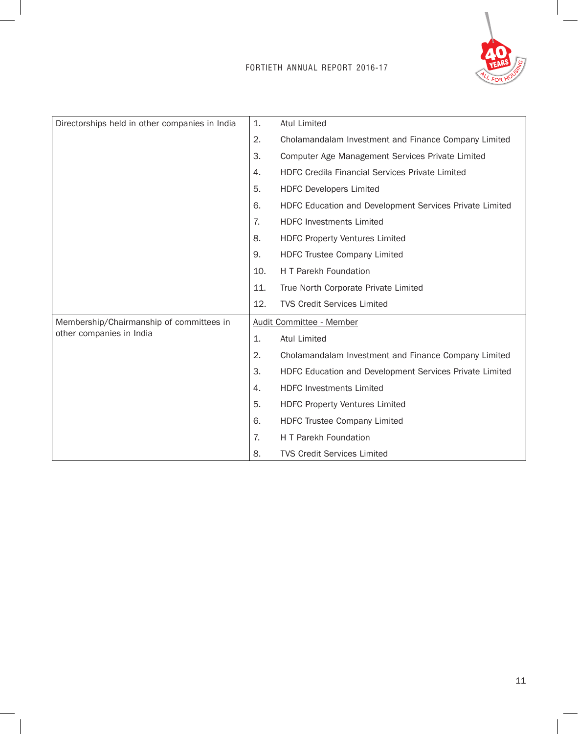| | |
|---|---|
| Directorships held in other companies in India | 1. Atul Limited<br>2. Cholamandalam Investment and Finance Company Limited<br>3. Computer Age Management Services Private Limited<br>4. HDFC Credila Financial Services Private Limited<br>5. HDFC Developers Limited<br>6. HDFC Education and Development Services Private Limited<br>7. HDFC Investments Limited<br>8. HDFC Property Ventures Limited<br>9. HDFC Trustee Company Limited<br>10. H T Parekh Foundation<br>11. True North Corporate Private Limited<br>12. TVS Credit Services Limited |
| Membership/Chairmanship of committees in other companies in India | Audit Committee - Member<br>1. Atul Limited<br>2. Cholamandalam Investment and Finance Company Limited<br>3. HDFC Education and Development Services Private Limited<br>4. HDFC Investments Limited<br>5. HDFC Property Ventures Limited<br>6. HDFC Trustee Company Limited<br>7. H T Parekh Foundation<br>8. TVS Credit Services Limited |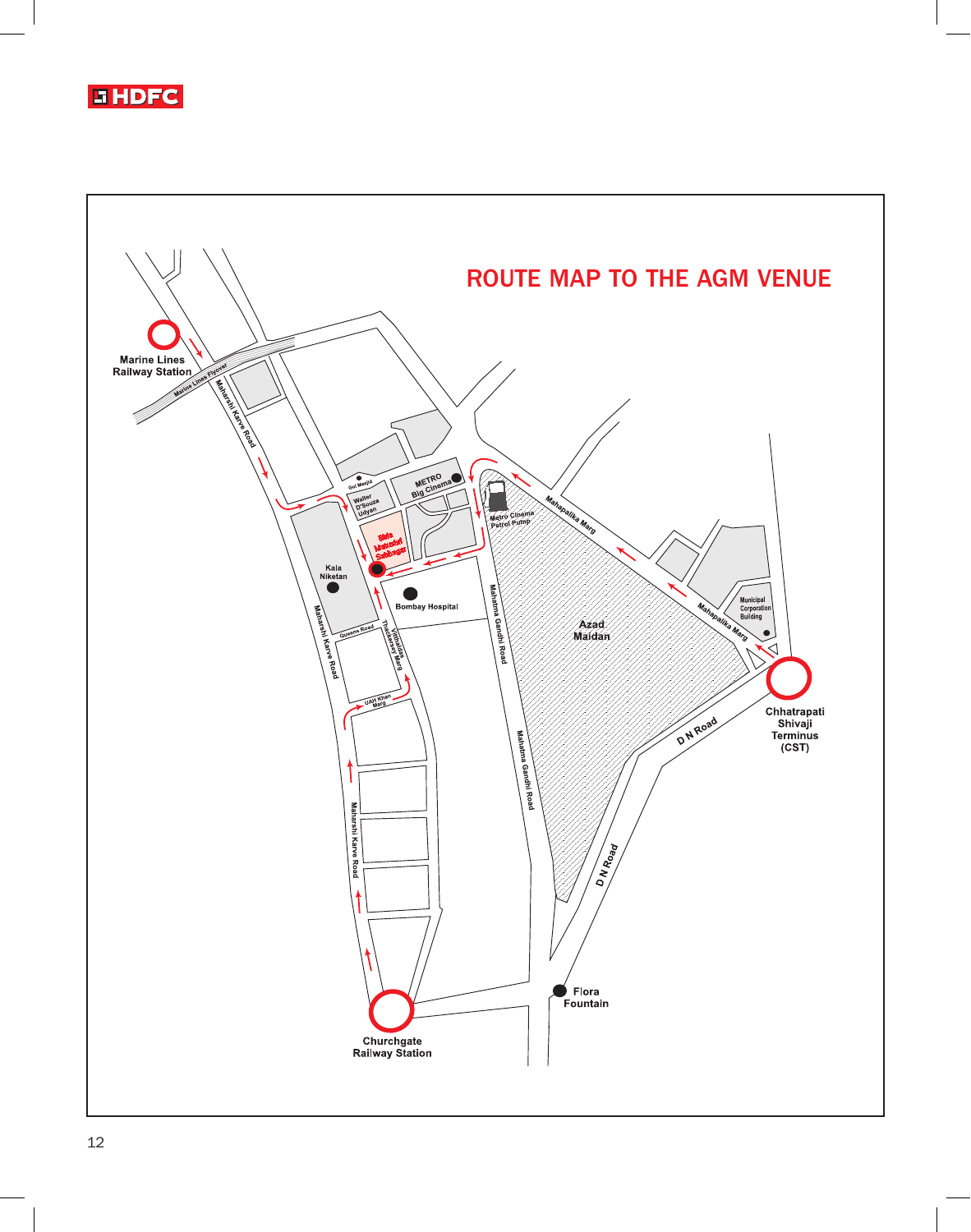# ROUTE MAP TO THE AGM VENUE

Marine Lines Railway Station

Marine Lines Flyover

Maharshi Karve Road

Gol Masjid

Walter D'Souza Udyan

METRO Big Cinema

Metro Cinema Petrol Pump

Mahapalika Marg

Birla Matushri Sabhagar

Kala Niketan

Bombay Hospital

Queens Road

Vithaldas Thackersey Marg

Mahatma Gandhi Road

Azad Maidan

Municipal Corporation Building

Chhatrapati Shivaji Terminus (CST)

UAH Khan Marg

D N Road

Flora Fountain

Churchgate Railway Station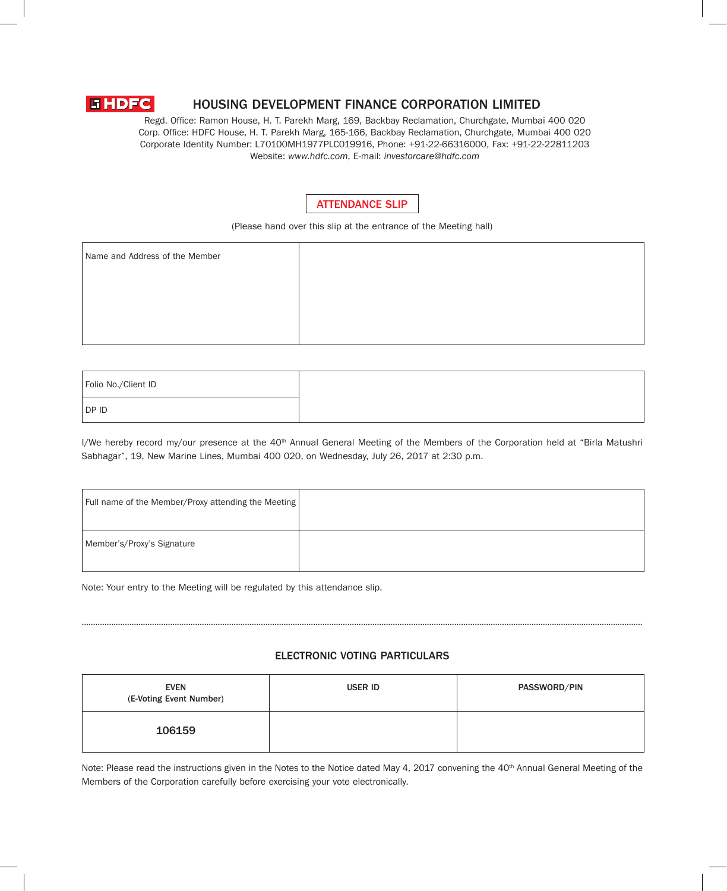# HOUSING DEVELOPMENT FINANCE CORPORATION LIMITED

Regd. Office: Ramon House, H. T. Parekh Marg, 169, Backbay Reclamation, Churchgate, Mumbai 400 020
Corp. Office: HDFC House, H. T. Parekh Marg, 165-166, Backbay Reclamation, Churchgate, Mumbai 400 020
Corporate Identity Number: L70100MH1977PLC019916, Phone: +91-22-66316000, Fax: +91-22-22811203
Website: *www.hdfc.com*, E-mail: *investorcare@hdfc.com*

## ATTENDANCE SLIP

(Please hand over this slip at the entrance of the Meeting hall)

| Name and Address of the Member | |
|---|---|

| Folio No./Client ID | |
|---|---|
| DP ID | |

I/We hereby record my/our presence at the 40th Annual General Meeting of the Members of the Corporation held at "Birla Matushri Sabhagar", 19, New Marine Lines, Mumbai 400 020, on Wednesday, July 26, 2017 at 2:30 p.m.

| Full name of the Member/Proxy attending the Meeting | |
|---|---|
| Member's/Proxy's Signature | |

Note: Your entry to the Meeting will be regulated by this attendance slip.

---

## ELECTRONIC VOTING PARTICULARS

| EVEN (E-Voting Event Number) | USER ID | PASSWORD/PIN |
|---|---|---|
| 106159 | | |

Note: Please read the instructions given in the Notes to the Notice dated May 4, 2017 convening the 40th Annual General Meeting of the Members of the Corporation carefully before exercising your vote electronically.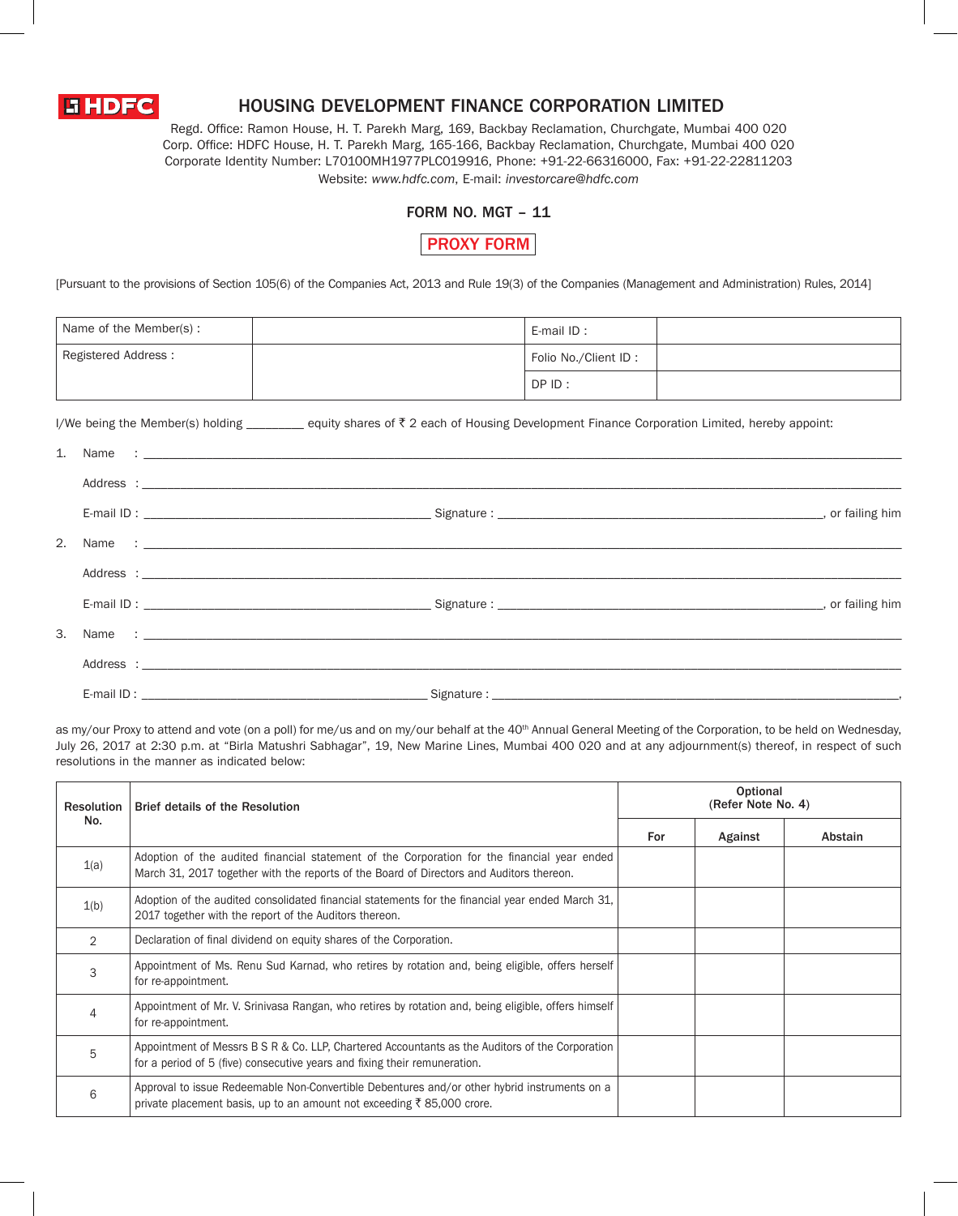# HOUSING DEVELOPMENT FINANCE CORPORATION LIMITED

Regd. Office: Ramon House, H. T. Parekh Marg, 169, Backbay Reclamation, Churchgate, Mumbai 400 020
Corp. Office: HDFC House, H. T. Parekh Marg, 165-166, Backbay Reclamation, Churchgate, Mumbai 400 020
Corporate Identity Number: L70100MH1977PLC019916, Phone: +91-22-66316000, Fax: +91-22-22811203
Website: *www.hdfc.com*, E-mail: *investorcare@hdfc.com*

## FORM NO. MGT – 11

## PROXY FORM

[Pursuant to the provisions of Section 105(6) of the Companies Act, 2013 and Rule 19(3) of the Companies (Management and Administration) Rules, 2014]

| Name of the Member(s) : | | E-mail ID : | |
|---|---|---|---|
| Registered Address : | | Folio No./Client ID : | |
| | | DP ID : | |

I/We being the Member(s) holding ________ equity shares of ₹ 2 each of Housing Development Finance Corporation Limited, hereby appoint:

1. Name : ____________________________________________

   Address : ____________________________________________

   E-mail ID : ______________________ Signature : ______________________, or failing him

2. Name : ____________________________________________

   Address : ____________________________________________

   E-mail ID : ______________________ Signature : ______________________, or failing him

3. Name : ____________________________________________

   Address : ____________________________________________

   E-mail ID : ______________________ Signature : ______________________,

as my/our Proxy to attend and vote (on a poll) for me/us and on my/our behalf at the 40th Annual General Meeting of the Corporation, to be held on Wednesday, July 26, 2017 at 2:30 p.m. at "Birla Matushri Sabhagar", 19, New Marine Lines, Mumbai 400 020 and at any adjournment(s) thereof, in respect of such resolutions in the manner as indicated below:

| Resolution No. | Brief details of the Resolution | Optional (Refer Note No. 4) | | |
|---|---|---|---|---|
| | | For | Against | Abstain |
| 1(a) | Adoption of the audited financial statement of the Corporation for the financial year ended March 31, 2017 together with the reports of the Board of Directors and Auditors thereon. | | | |
| 1(b) | Adoption of the audited consolidated financial statements for the financial year ended March 31, 2017 together with the report of the Auditors thereon. | | | |
| 2 | Declaration of final dividend on equity shares of the Corporation. | | | |
| 3 | Appointment of Ms. Renu Sud Karnad, who retires by rotation and, being eligible, offers herself for re-appointment. | | | |
| 4 | Appointment of Mr. V. Srinivasa Rangan, who retires by rotation and, being eligible, offers himself for re-appointment. | | | |
| 5 | Appointment of Messrs B S R & Co. LLP, Chartered Accountants as the Auditors of the Corporation for a period of 5 (five) consecutive years and fixing their remuneration. | | | |
| 6 | Approval to issue Redeemable Non-Convertible Debentures and/or other hybrid instruments on a private placement basis, up to an amount not exceeding ₹ 85,000 crore. | | | |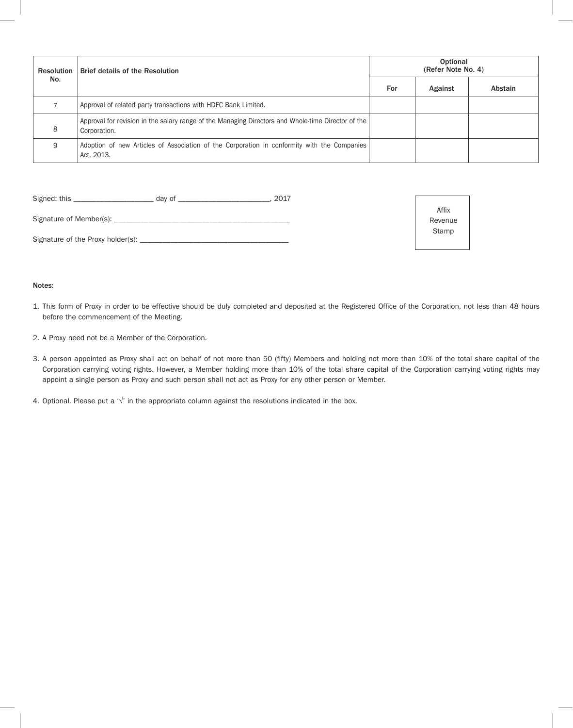| Resolution No. | Brief details of the Resolution | Optional (Refer Note No. 4) | | |
|---|---|---|---|---|
| | | For | Against | Abstain |
| 7 | Approval of related party transactions with HDFC Bank Limited. | | | |
| 8 | Approval for revision in the salary range of the Managing Directors and Whole-time Director of the Corporation. | | | |
| 9 | Adoption of new Articles of Association of the Corporation in conformity with the Companies Act, 2013. | | | |

Signed: this ____________________ day of _______________________, 2017

Signature of Member(s): _____________________________________________

Signature of the Proxy holder(s): ______________________________________

Affix Revenue Stamp

**Notes:**

1. This form of Proxy in order to be effective should be duly completed and deposited at the Registered Office of the Corporation, not less than 48 hours before the commencement of the Meeting.
2. A Proxy need not be a Member of the Corporation.
3. A person appointed as Proxy shall act on behalf of not more than 50 (fifty) Members and holding not more than 10% of the total share capital of the Corporation carrying voting rights. However, a Member holding more than 10% of the total share capital of the Corporation carrying voting rights may appoint a single person as Proxy and such person shall not act as Proxy for any other person or Member.
4. Optional. Please put a '√' in the appropriate column against the resolutions indicated in the box.